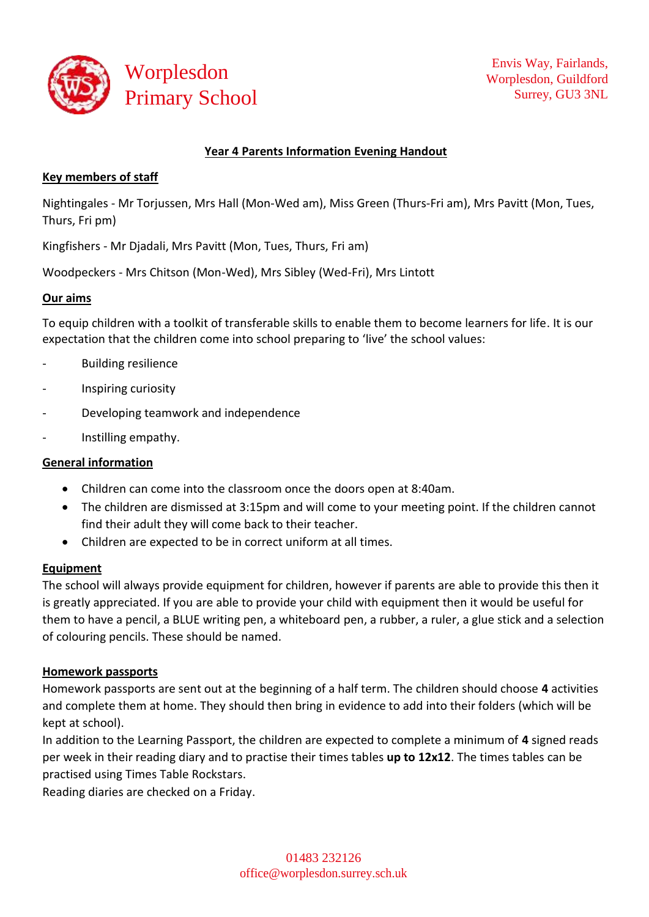# Worplesdon Primary School

Envis Way, Fairlands,
Worplesdon, Guildford
Surrey, GU3 3NL

## Year 4 Parents Information Evening Handout

### Key members of staff

Nightingales - Mr Torjussen, Mrs Hall (Mon-Wed am), Miss Green (Thurs-Fri am), Mrs Pavitt (Mon, Tues, Thurs, Fri pm)

Kingfishers - Mr Djadali, Mrs Pavitt (Mon, Tues, Thurs, Fri am)

Woodpeckers - Mrs Chitson (Mon-Wed), Mrs Sibley (Wed-Fri), Mrs Lintott

### Our aims

To equip children with a toolkit of transferable skills to enable them to become learners for life. It is our expectation that the children come into school preparing to 'live' the school values:

- Building resilience
- Inspiring curiosity
- Developing teamwork and independence
- Instilling empathy.

### General information

- Children can come into the classroom once the doors open at 8:40am.
- The children are dismissed at 3:15pm and will come to your meeting point. If the children cannot find their adult they will come back to their teacher.
- Children are expected to be in correct uniform at all times.

### Equipment

The school will always provide equipment for children, however if parents are able to provide this then it is greatly appreciated. If you are able to provide your child with equipment then it would be useful for them to have a pencil, a BLUE writing pen, a whiteboard pen, a rubber, a ruler, a glue stick and a selection of colouring pencils. These should be named.

### Homework passports

Homework passports are sent out at the beginning of a half term. The children should choose **4** activities and complete them at home. They should then bring in evidence to add into their folders (which will be kept at school).

In addition to the Learning Passport, the children are expected to complete a minimum of **4** signed reads per week in their reading diary and to practise their times tables **up to 12x12**. The times tables can be practised using Times Table Rockstars.

Reading diaries are checked on a Friday.

01483 232126
office@worplesdon.surrey.sch.uk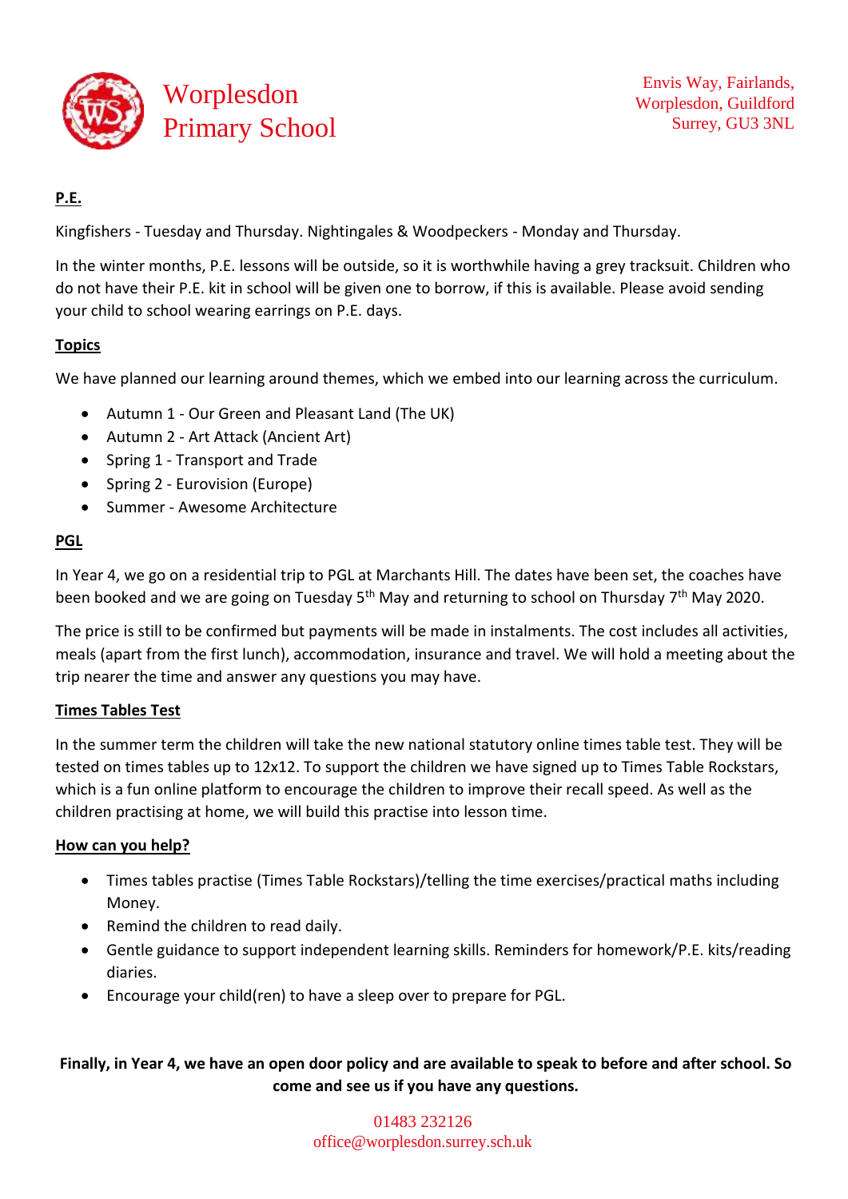Worplesdon Primary School

Envis Way, Fairlands, Worplesdon, Guildford Surrey, GU3 3NL

**P.E.**

Kingfishers - Tuesday and Thursday. Nightingales & Woodpeckers - Monday and Thursday.

In the winter months, P.E. lessons will be outside, so it is worthwhile having a grey tracksuit. Children who do not have their P.E. kit in school will be given one to borrow, if this is available. Please avoid sending your child to school wearing earrings on P.E. days.

**Topics**

We have planned our learning around themes, which we embed into our learning across the curriculum.

- Autumn 1 - Our Green and Pleasant Land (The UK)
- Autumn 2 - Art Attack (Ancient Art)
- Spring 1 - Transport and Trade
- Spring 2 - Eurovision (Europe)
- Summer - Awesome Architecture

**PGL**

In Year 4, we go on a residential trip to PGL at Marchants Hill. The dates have been set, the coaches have been booked and we are going on Tuesday 5th May and returning to school on Thursday 7th May 2020.

The price is still to be confirmed but payments will be made in instalments. The cost includes all activities, meals (apart from the first lunch), accommodation, insurance and travel. We will hold a meeting about the trip nearer the time and answer any questions you may have.

**Times Tables Test**

In the summer term the children will take the new national statutory online times table test. They will be tested on times tables up to 12x12. To support the children we have signed up to Times Table Rockstars, which is a fun online platform to encourage the children to improve their recall speed. As well as the children practising at home, we will build this practise into lesson time.

**How can you help?**

- Times tables practise (Times Table Rockstars)/telling the time exercises/practical maths including Money.
- Remind the children to read daily.
- Gentle guidance to support independent learning skills. Reminders for homework/P.E. kits/reading diaries.
- Encourage your child(ren) to have a sleep over to prepare for PGL.

**Finally, in Year 4, we have an open door policy and are available to speak to before and after school. So come and see us if you have any questions.**

01483 232126
office@worplesdon.surrey.sch.uk